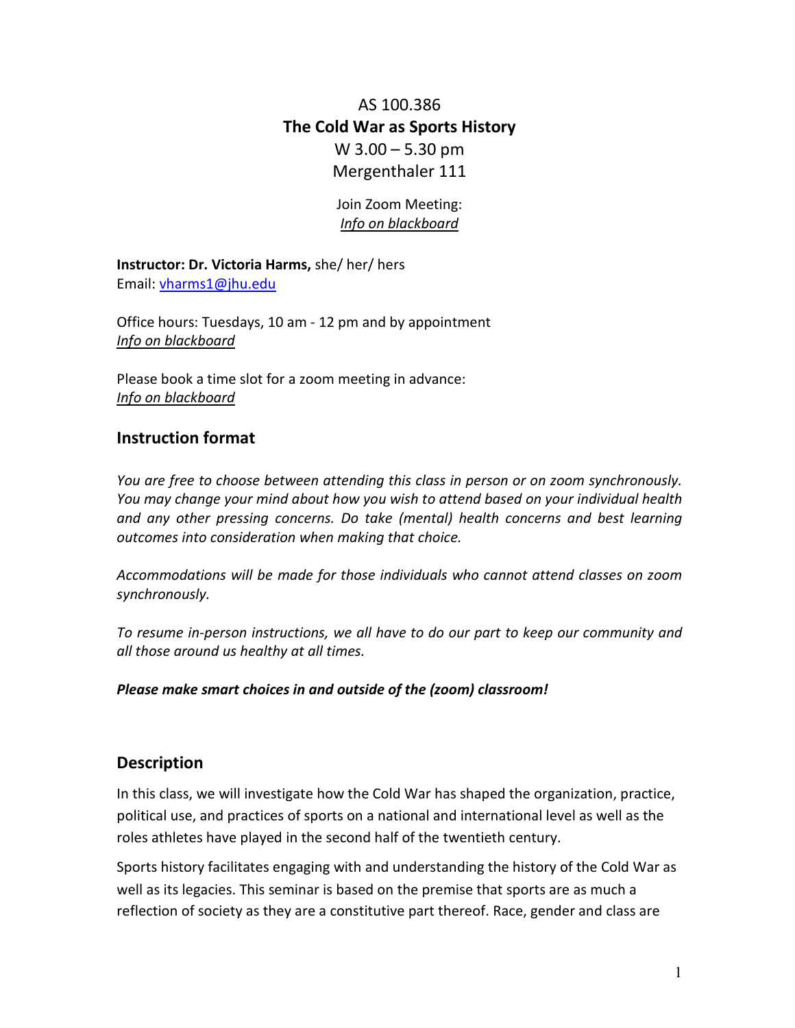# AS 100.386
# **The Cold War as Sports History**

W 3.00 – 5.30 pm
Mergenthaler 111

Join Zoom Meeting:
*Info on blackboard*

**Instructor: Dr. Victoria Harms,** she/ her/ hers
Email: vharms1@jhu.edu

Office hours: Tuesdays, 10 am - 12 pm and by appointment
*Info on blackboard*

Please book a time slot for a zoom meeting in advance:
*Info on blackboard*

## Instruction format

*You are free to choose between attending this class in person or on zoom synchronously. You may change your mind about how you wish to attend based on your individual health and any other pressing concerns. Do take (mental) health concerns and best learning outcomes into consideration when making that choice.*

*Accommodations will be made for those individuals who cannot attend classes on zoom synchronously.*

*To resume in-person instructions, we all have to do our part to keep our community and all those around us healthy at all times.*

***Please make smart choices in and outside of the (zoom) classroom!***

## Description

In this class, we will investigate how the Cold War has shaped the organization, practice, political use, and practices of sports on a national and international level as well as the roles athletes have played in the second half of the twentieth century.

Sports history facilitates engaging with and understanding the history of the Cold War as well as its legacies. This seminar is based on the premise that sports are as much a reflection of society as they are a constitutive part thereof. Race, gender and class are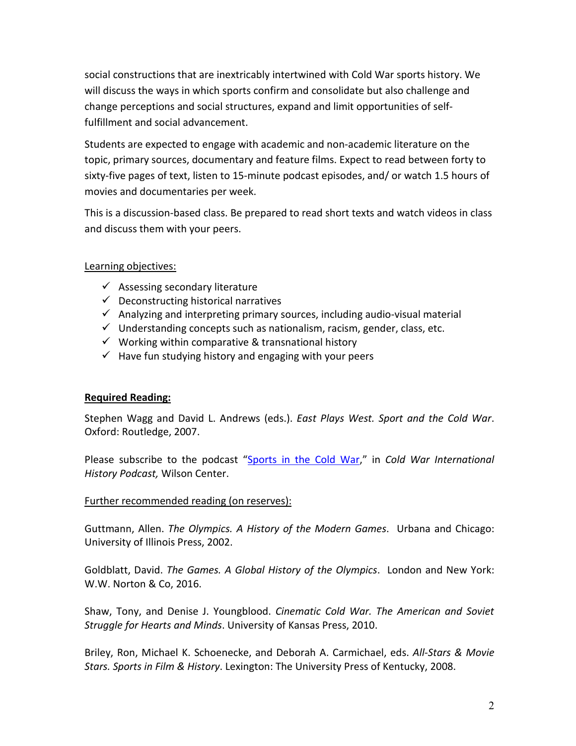social constructions that are inextricably intertwined with Cold War sports history. We will discuss the ways in which sports confirm and consolidate but also challenge and change perceptions and social structures, expand and limit opportunities of self-fulfillment and social advancement.

Students are expected to engage with academic and non-academic literature on the topic, primary sources, documentary and feature films. Expect to read between forty to sixty-five pages of text, listen to 15-minute podcast episodes, and/ or watch 1.5 hours of movies and documentaries per week.

This is a discussion-based class. Be prepared to read short texts and watch videos in class and discuss them with your peers.

<u>Learning objectives:</u>

- ✓ Assessing secondary literature
- ✓ Deconstructing historical narratives
- ✓ Analyzing and interpreting primary sources, including audio-visual material
- ✓ Understanding concepts such as nationalism, racism, gender, class, etc.
- ✓ Working within comparative & transnational history
- ✓ Have fun studying history and engaging with your peers

**<u>Required Reading:</u>**

Stephen Wagg and David L. Andrews (eds.). *East Plays West. Sport and the Cold War*. Oxford: Routledge, 2007.

Please subscribe to the podcast "Sports in the Cold War," in *Cold War International History Podcast,* Wilson Center.

<u>Further recommended reading (on reserves):</u>

Guttmann, Allen. *The Olympics. A History of the Modern Games*. Urbana and Chicago: University of Illinois Press, 2002.

Goldblatt, David. *The Games. A Global History of the Olympics*. London and New York: W.W. Norton & Co, 2016.

Shaw, Tony, and Denise J. Youngblood. *Cinematic Cold War. The American and Soviet Struggle for Hearts and Minds*. University of Kansas Press, 2010.

Briley, Ron, Michael K. Schoenecke, and Deborah A. Carmichael, eds. *All-Stars & Movie Stars. Sports in Film & History*. Lexington: The University Press of Kentucky, 2008.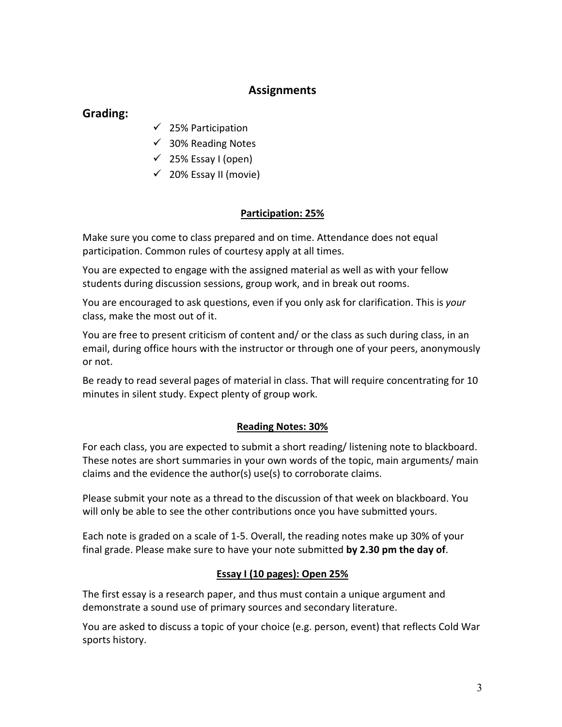## Assignments

### Grading:

- ✓ 25% Participation
- ✓ 30% Reading Notes
- ✓ 25% Essay I (open)
- ✓ 20% Essay II (movie)

**Participation: 25%**

Make sure you come to class prepared and on time. Attendance does not equal participation. Common rules of courtesy apply at all times.

You are expected to engage with the assigned material as well as with your fellow students during discussion sessions, group work, and in break out rooms.

You are encouraged to ask questions, even if you only ask for clarification. This is *your* class, make the most out of it.

You are free to present criticism of content and/ or the class as such during class, in an email, during office hours with the instructor or through one of your peers, anonymously or not.

Be ready to read several pages of material in class. That will require concentrating for 10 minutes in silent study. Expect plenty of group work.

**Reading Notes: 30%**

For each class, you are expected to submit a short reading/ listening note to blackboard. These notes are short summaries in your own words of the topic, main arguments/ main claims and the evidence the author(s) use(s) to corroborate claims.

Please submit your note as a thread to the discussion of that week on blackboard. You will only be able to see the other contributions once you have submitted yours.

Each note is graded on a scale of 1-5. Overall, the reading notes make up 30% of your final grade. Please make sure to have your note submitted **by 2.30 pm the day of**.

**Essay I (10 pages): Open 25%**

The first essay is a research paper, and thus must contain a unique argument and demonstrate a sound use of primary sources and secondary literature.

You are asked to discuss a topic of your choice (e.g. person, event) that reflects Cold War sports history.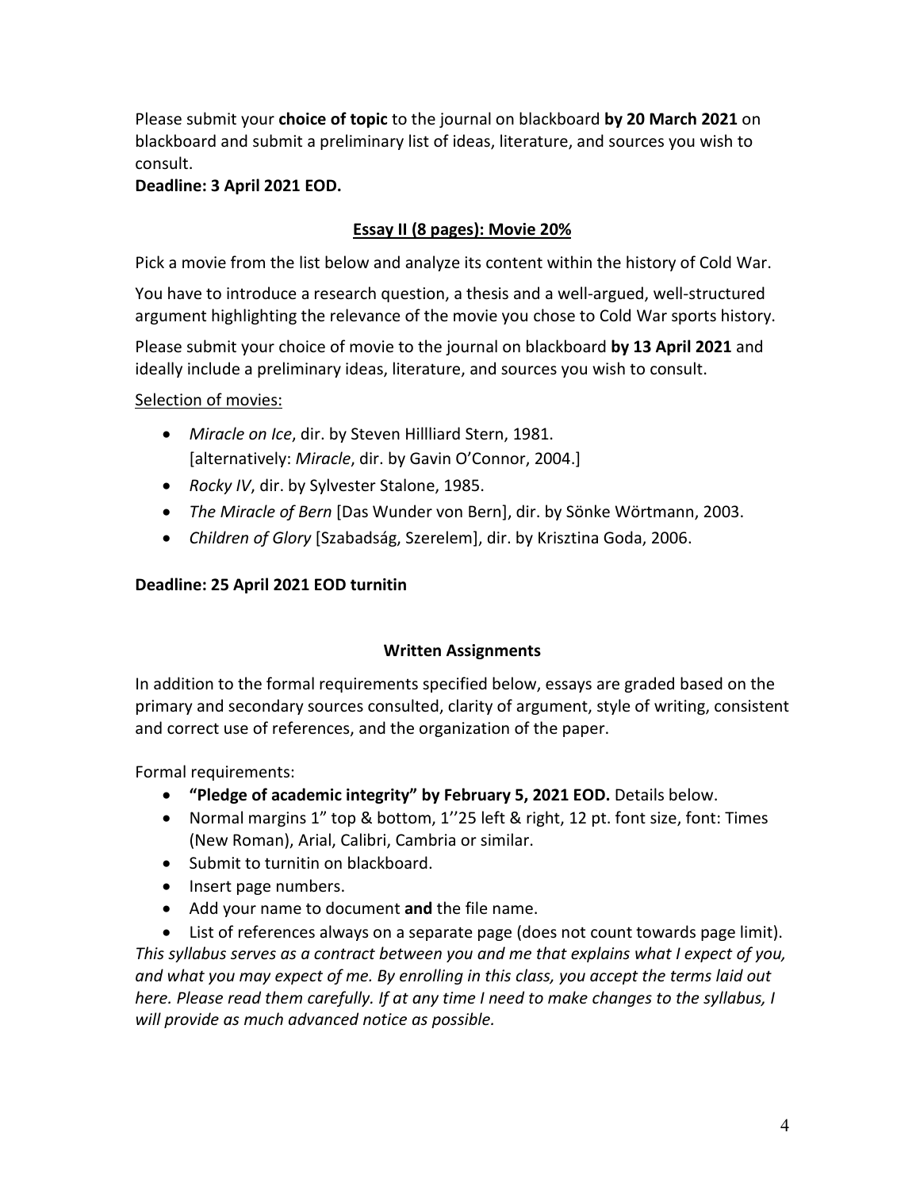Please submit your **choice of topic** to the journal on blackboard **by 20 March 2021** on blackboard and submit a preliminary list of ideas, literature, and sources you wish to consult.

**Deadline: 3 April 2021 EOD.**

## <u>Essay II (8 pages): Movie 20%</u>

Pick a movie from the list below and analyze its content within the history of Cold War.

You have to introduce a research question, a thesis and a well-argued, well-structured argument highlighting the relevance of the movie you chose to Cold War sports history.

Please submit your choice of movie to the journal on blackboard **by 13 April 2021** and ideally include a preliminary ideas, literature, and sources you wish to consult.

<u>Selection of movies:</u>

- *Miracle on Ice*, dir. by Steven Hillliard Stern, 1981.
  [alternatively: *Miracle*, dir. by Gavin O'Connor, 2004.]
- *Rocky IV*, dir. by Sylvester Stalone, 1985.
- *The Miracle of Bern* [Das Wunder von Bern], dir. by Sönke Wörtmann, 2003.
- *Children of Glory* [Szabadság, Szerelem], dir. by Krisztina Goda, 2006.

**Deadline: 25 April 2021 EOD turnitin**

### Written Assignments

In addition to the formal requirements specified below, essays are graded based on the primary and secondary sources consulted, clarity of argument, style of writing, consistent and correct use of references, and the organization of the paper.

Formal requirements:

- **"Pledge of academic integrity" by February 5, 2021 EOD.** Details below.
- Normal margins 1" top & bottom, 1''25 left & right, 12 pt. font size, font: Times (New Roman), Arial, Calibri, Cambria or similar.
- Submit to turnitin on blackboard.
- Insert page numbers.
- Add your name to document **and** the file name.
- List of references always on a separate page (does not count towards page limit).

*This syllabus serves as a contract between you and me that explains what I expect of you, and what you may expect of me. By enrolling in this class, you accept the terms laid out here. Please read them carefully. If at any time I need to make changes to the syllabus, I will provide as much advanced notice as possible.*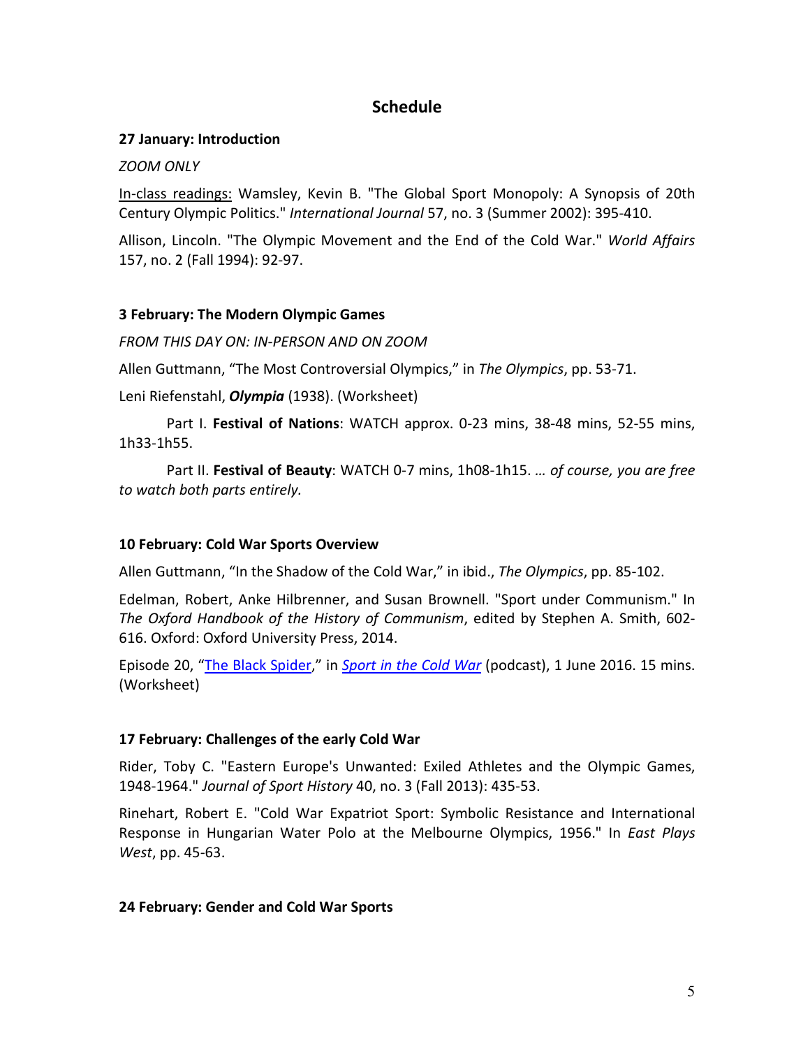## Schedule

**27 January: Introduction**

*ZOOM ONLY*

<u>In-class readings:</u> Wamsley, Kevin B. "The Global Sport Monopoly: A Synopsis of 20th Century Olympic Politics." *International Journal* 57, no. 3 (Summer 2002): 395-410.

Allison, Lincoln. "The Olympic Movement and the End of the Cold War." *World Affairs* 157, no. 2 (Fall 1994): 92-97.

**3 February: The Modern Olympic Games**

*FROM THIS DAY ON: IN-PERSON AND ON ZOOM*

Allen Guttmann, "The Most Controversial Olympics," in *The Olympics*, pp. 53-71.

Leni Riefenstahl, ***Olympia*** (1938). (Worksheet)

Part I. **Festival of Nations**: WATCH approx. 0-23 mins, 38-48 mins, 52-55 mins, 1h33-1h55.

Part II. **Festival of Beauty**: WATCH 0-7 mins, 1h08-1h15. *… of course, you are free to watch both parts entirely.*

**10 February: Cold War Sports Overview**

Allen Guttmann, "In the Shadow of the Cold War," in ibid., *The Olympics*, pp. 85-102.

Edelman, Robert, Anke Hilbrenner, and Susan Brownell. "Sport under Communism." In *The Oxford Handbook of the History of Communism*, edited by Stephen A. Smith, 602-616. Oxford: Oxford University Press, 2014.

Episode 20, "The Black Spider," in *Sport in the Cold War* (podcast), 1 June 2016. 15 mins. (Worksheet)

**17 February: Challenges of the early Cold War**

Rider, Toby C. "Eastern Europe's Unwanted: Exiled Athletes and the Olympic Games, 1948-1964." *Journal of Sport History* 40, no. 3 (Fall 2013): 435-53.

Rinehart, Robert E. "Cold War Expatriot Sport: Symbolic Resistance and International Response in Hungarian Water Polo at the Melbourne Olympics, 1956." In *East Plays West*, pp. 45-63.

**24 February: Gender and Cold War Sports**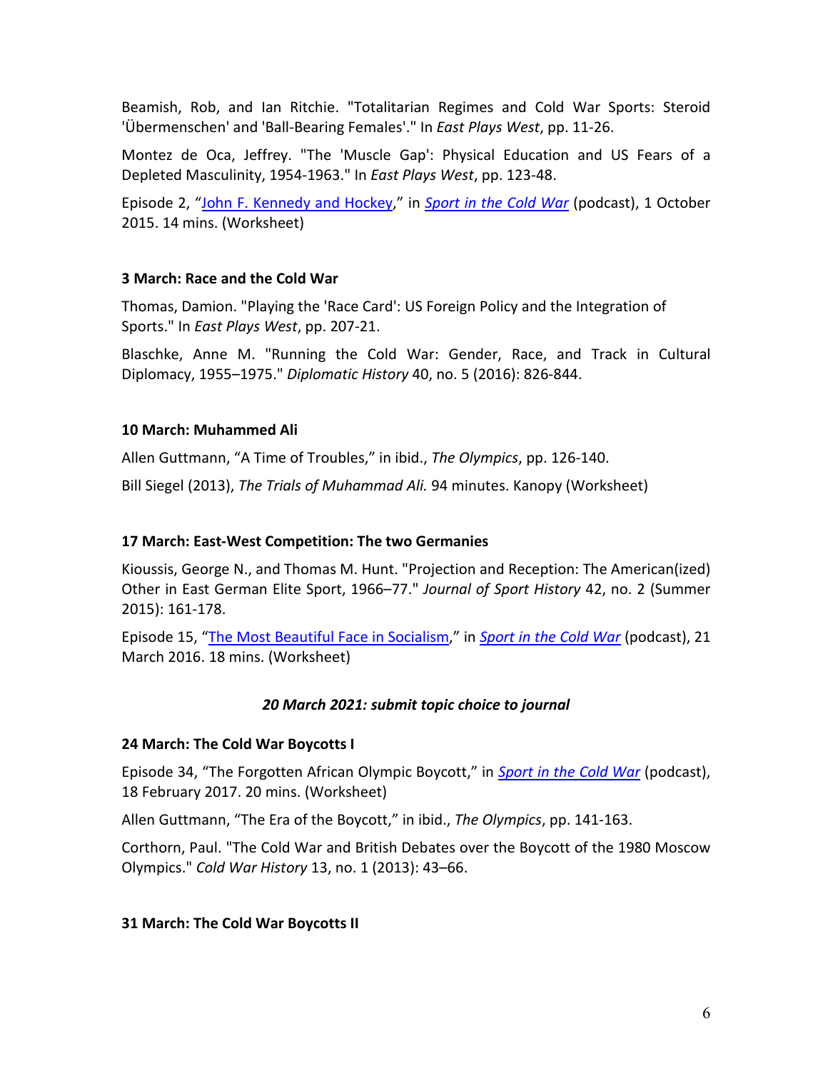Beamish, Rob, and Ian Ritchie. "Totalitarian Regimes and Cold War Sports: Steroid 'Übermenschen' and 'Ball-Bearing Females'." In *East Plays West*, pp. 11-26.

Montez de Oca, Jeffrey. "The 'Muscle Gap': Physical Education and US Fears of a Depleted Masculinity, 1954-1963." In *East Plays West*, pp. 123-48.

Episode 2, "John F. Kennedy and Hockey," in *Sport in the Cold War* (podcast), 1 October 2015. 14 mins. (Worksheet)

**3 March: Race and the Cold War**

Thomas, Damion. "Playing the 'Race Card': US Foreign Policy and the Integration of Sports." In *East Plays West*, pp. 207-21.

Blaschke, Anne M. "Running the Cold War: Gender, Race, and Track in Cultural Diplomacy, 1955–1975." *Diplomatic History* 40, no. 5 (2016): 826-844.

**10 March: Muhammed Ali**

Allen Guttmann, "A Time of Troubles," in ibid., *The Olympics*, pp. 126-140.

Bill Siegel (2013), *The Trials of Muhammad Ali.* 94 minutes. Kanopy (Worksheet)

**17 March: East-West Competition: The two Germanies**

Kioussis, George N., and Thomas M. Hunt. "Projection and Reception: The American(ized) Other in East German Elite Sport, 1966–77." *Journal of Sport History* 42, no. 2 (Summer 2015): 161-178.

Episode 15, "The Most Beautiful Face in Socialism," in *Sport in the Cold War* (podcast), 21 March 2016. 18 mins. (Worksheet)

***20 March 2021: submit topic choice to journal***

**24 March: The Cold War Boycotts I**

Episode 34, "The Forgotten African Olympic Boycott," in *Sport in the Cold War* (podcast), 18 February 2017. 20 mins. (Worksheet)

Allen Guttmann, "The Era of the Boycott," in ibid., *The Olympics*, pp. 141-163.

Corthorn, Paul. "The Cold War and British Debates over the Boycott of the 1980 Moscow Olympics." *Cold War History* 13, no. 1 (2013): 43–66.

**31 March: The Cold War Boycotts II**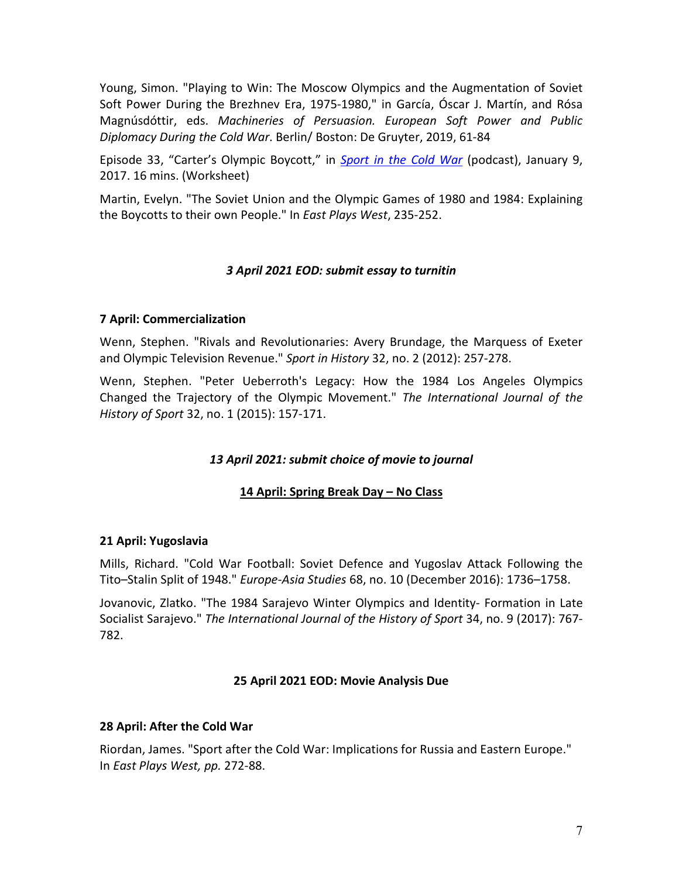Young, Simon. "Playing to Win: The Moscow Olympics and the Augmentation of Soviet Soft Power During the Brezhnev Era, 1975-1980," in García, Óscar J. Martín, and Rósa Magnúsdóttir, eds. *Machineries of Persuasion. European Soft Power and Public Diplomacy During the Cold War*. Berlin/ Boston: De Gruyter, 2019, 61-84

Episode 33, "Carter's Olympic Boycott," in *Sport in the Cold War* (podcast), January 9, 2017. 16 mins. (Worksheet)

Martin, Evelyn. "The Soviet Union and the Olympic Games of 1980 and 1984: Explaining the Boycotts to their own People." In *East Plays West*, 235-252.

***3 April 2021 EOD: submit essay to turnitin***

**7 April: Commercialization**

Wenn, Stephen. "Rivals and Revolutionaries: Avery Brundage, the Marquess of Exeter and Olympic Television Revenue." *Sport in History* 32, no. 2 (2012): 257-278.

Wenn, Stephen. "Peter Ueberroth's Legacy: How the 1984 Los Angeles Olympics Changed the Trajectory of the Olympic Movement." *The International Journal of the History of Sport* 32, no. 1 (2015): 157-171.

***13 April 2021: submit choice of movie to journal***

**14 April: Spring Break Day – No Class**

**21 April: Yugoslavia**

Mills, Richard. "Cold War Football: Soviet Defence and Yugoslav Attack Following the Tito–Stalin Split of 1948." *Europe-Asia Studies* 68, no. 10 (December 2016): 1736–1758.

Jovanovic, Zlatko. "The 1984 Sarajevo Winter Olympics and Identity- Formation in Late Socialist Sarajevo." *The International Journal of the History of Sport* 34, no. 9 (2017): 767-782.

**25 April 2021 EOD: Movie Analysis Due**

**28 April: After the Cold War**

Riordan, James. "Sport after the Cold War: Implications for Russia and Eastern Europe." In *East Plays West, pp.* 272-88.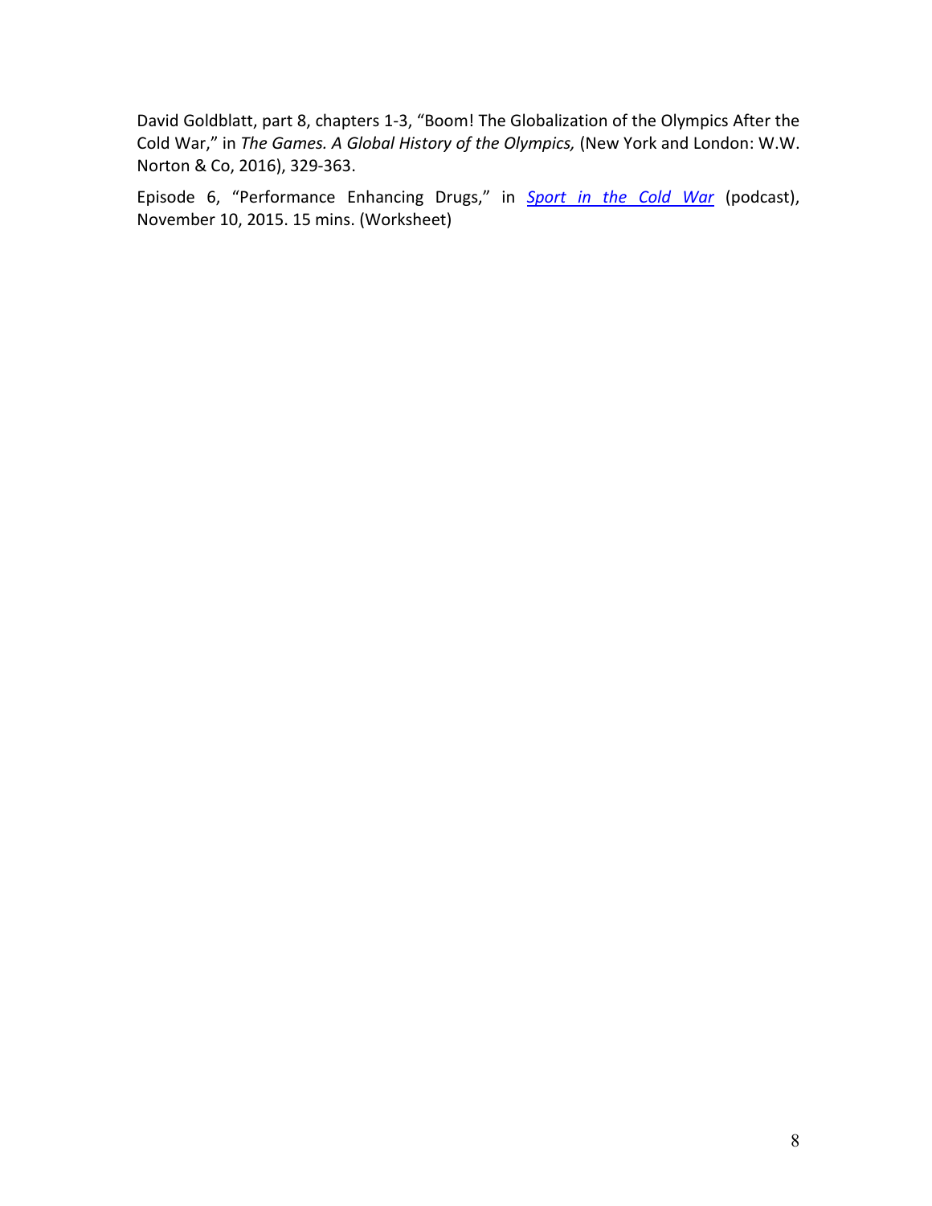David Goldblatt, part 8, chapters 1-3, "Boom! The Globalization of the Olympics After the Cold War," in *The Games. A Global History of the Olympics,* (New York and London: W.W. Norton & Co, 2016), 329-363.

Episode 6, "Performance Enhancing Drugs," in *Sport in the Cold War* (podcast), November 10, 2015. 15 mins. (Worksheet)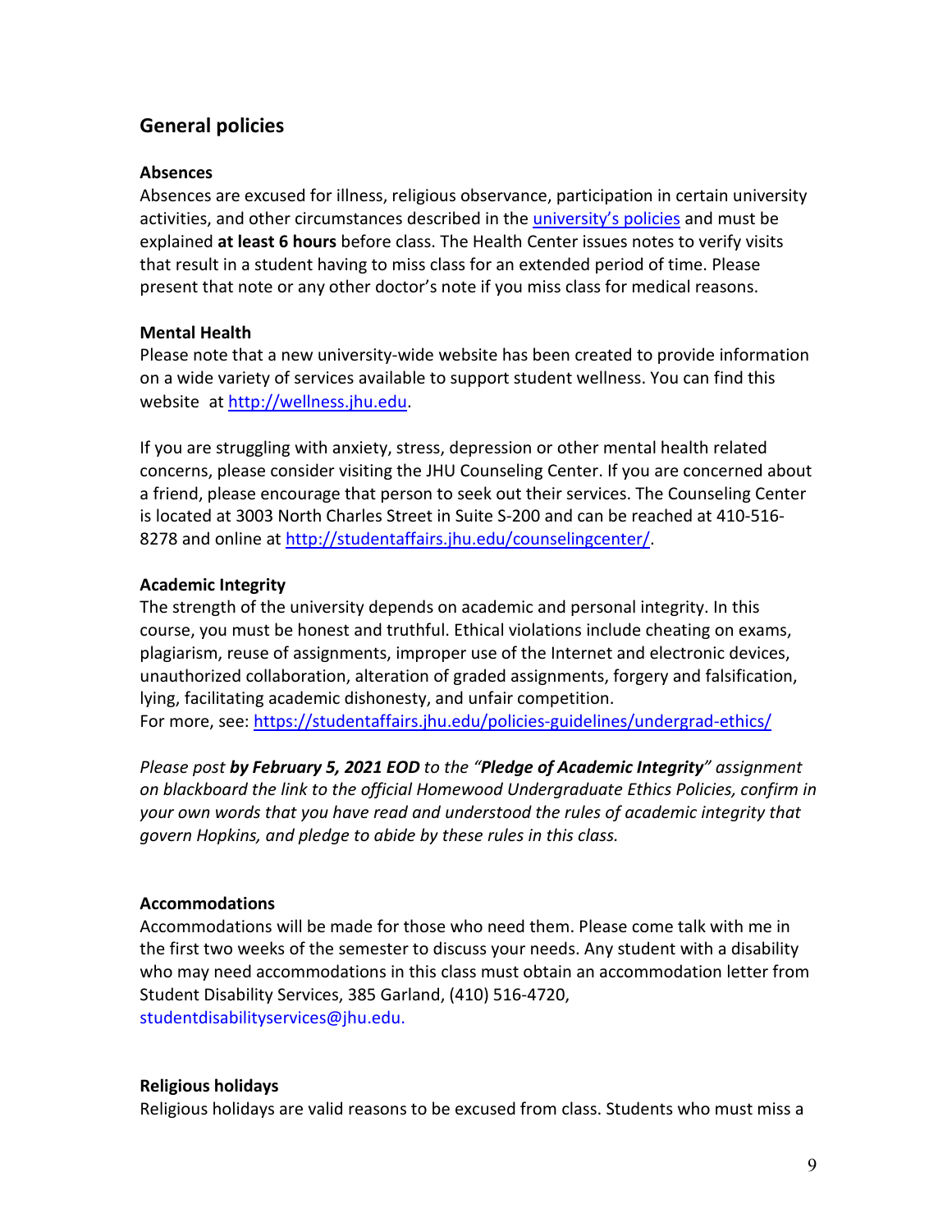## General policies

### Absences

Absences are excused for illness, religious observance, participation in certain university activities, and other circumstances described in the [university's policies](#) and must be explained **at least 6 hours** before class. The Health Center issues notes to verify visits that result in a student having to miss class for an extended period of time. Please present that note or any other doctor's note if you miss class for medical reasons.

### Mental Health

Please note that a new university-wide website has been created to provide information on a wide variety of services available to support student wellness. You can find this website at [http://wellness.jhu.edu](http://wellness.jhu.edu).

If you are struggling with anxiety, stress, depression or other mental health related concerns, please consider visiting the JHU Counseling Center. If you are concerned about a friend, please encourage that person to seek out their services. The Counseling Center is located at 3003 North Charles Street in Suite S-200 and can be reached at 410-516-8278 and online at [http://studentaffairs.jhu.edu/counselingcenter/](http://studentaffairs.jhu.edu/counselingcenter/).

### Academic Integrity

The strength of the university depends on academic and personal integrity. In this course, you must be honest and truthful. Ethical violations include cheating on exams, plagiarism, reuse of assignments, improper use of the Internet and electronic devices, unauthorized collaboration, alteration of graded assignments, forgery and falsification, lying, facilitating academic dishonesty, and unfair competition.
For more, see: [https://studentaffairs.jhu.edu/policies-guidelines/undergrad-ethics/](https://studentaffairs.jhu.edu/policies-guidelines/undergrad-ethics/)

*Please post **by February 5, 2021 EOD** to the "**Pledge of Academic Integrity**" assignment on blackboard the link to the official Homewood Undergraduate Ethics Policies, confirm in your own words that you have read and understood the rules of academic integrity that govern Hopkins, and pledge to abide by these rules in this class.*

### Accommodations

Accommodations will be made for those who need them. Please come talk with me in the first two weeks of the semester to discuss your needs. Any student with a disability who may need accommodations in this class must obtain an accommodation letter from Student Disability Services, 385 Garland, (410) 516-4720, studentdisabilityservices@jhu.edu.

### Religious holidays

Religious holidays are valid reasons to be excused from class. Students who must miss a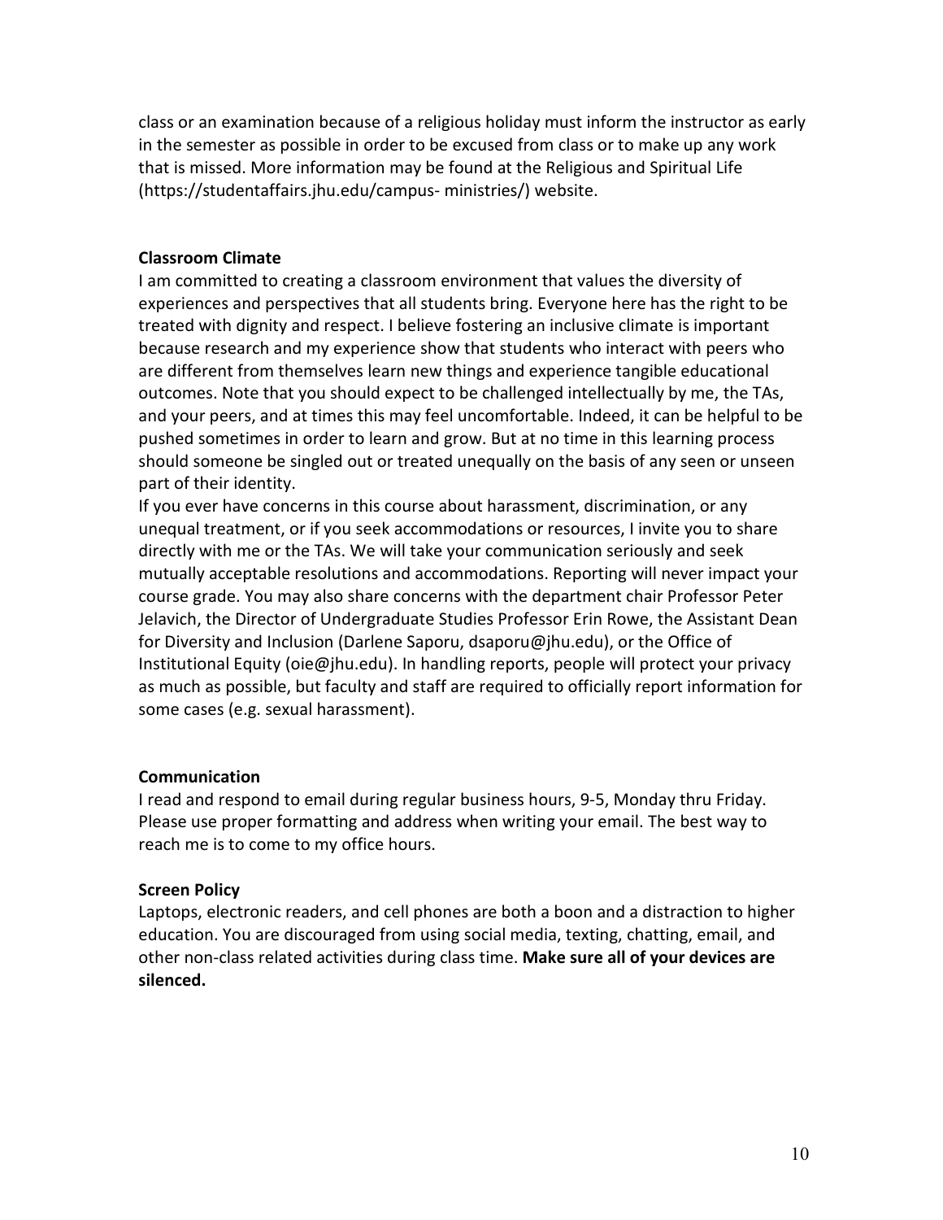class or an examination because of a religious holiday must inform the instructor as early in the semester as possible in order to be excused from class or to make up any work that is missed. More information may be found at the Religious and Spiritual Life (https://studentaffairs.jhu.edu/campus- ministries/) website.

**Classroom Climate**

I am committed to creating a classroom environment that values the diversity of experiences and perspectives that all students bring. Everyone here has the right to be treated with dignity and respect. I believe fostering an inclusive climate is important because research and my experience show that students who interact with peers who are different from themselves learn new things and experience tangible educational outcomes. Note that you should expect to be challenged intellectually by me, the TAs, and your peers, and at times this may feel uncomfortable. Indeed, it can be helpful to be pushed sometimes in order to learn and grow. But at no time in this learning process should someone be singled out or treated unequally on the basis of any seen or unseen part of their identity.

If you ever have concerns in this course about harassment, discrimination, or any unequal treatment, or if you seek accommodations or resources, I invite you to share directly with me or the TAs. We will take your communication seriously and seek mutually acceptable resolutions and accommodations. Reporting will never impact your course grade. You may also share concerns with the department chair Professor Peter Jelavich, the Director of Undergraduate Studies Professor Erin Rowe, the Assistant Dean for Diversity and Inclusion (Darlene Saporu, dsaporu@jhu.edu), or the Office of Institutional Equity (oie@jhu.edu). In handling reports, people will protect your privacy as much as possible, but faculty and staff are required to officially report information for some cases (e.g. sexual harassment).

**Communication**

I read and respond to email during regular business hours, 9-5, Monday thru Friday. Please use proper formatting and address when writing your email. The best way to reach me is to come to my office hours.

**Screen Policy**

Laptops, electronic readers, and cell phones are both a boon and a distraction to higher education. You are discouraged from using social media, texting, chatting, email, and other non-class related activities during class time. **Make sure all of your devices are silenced.**